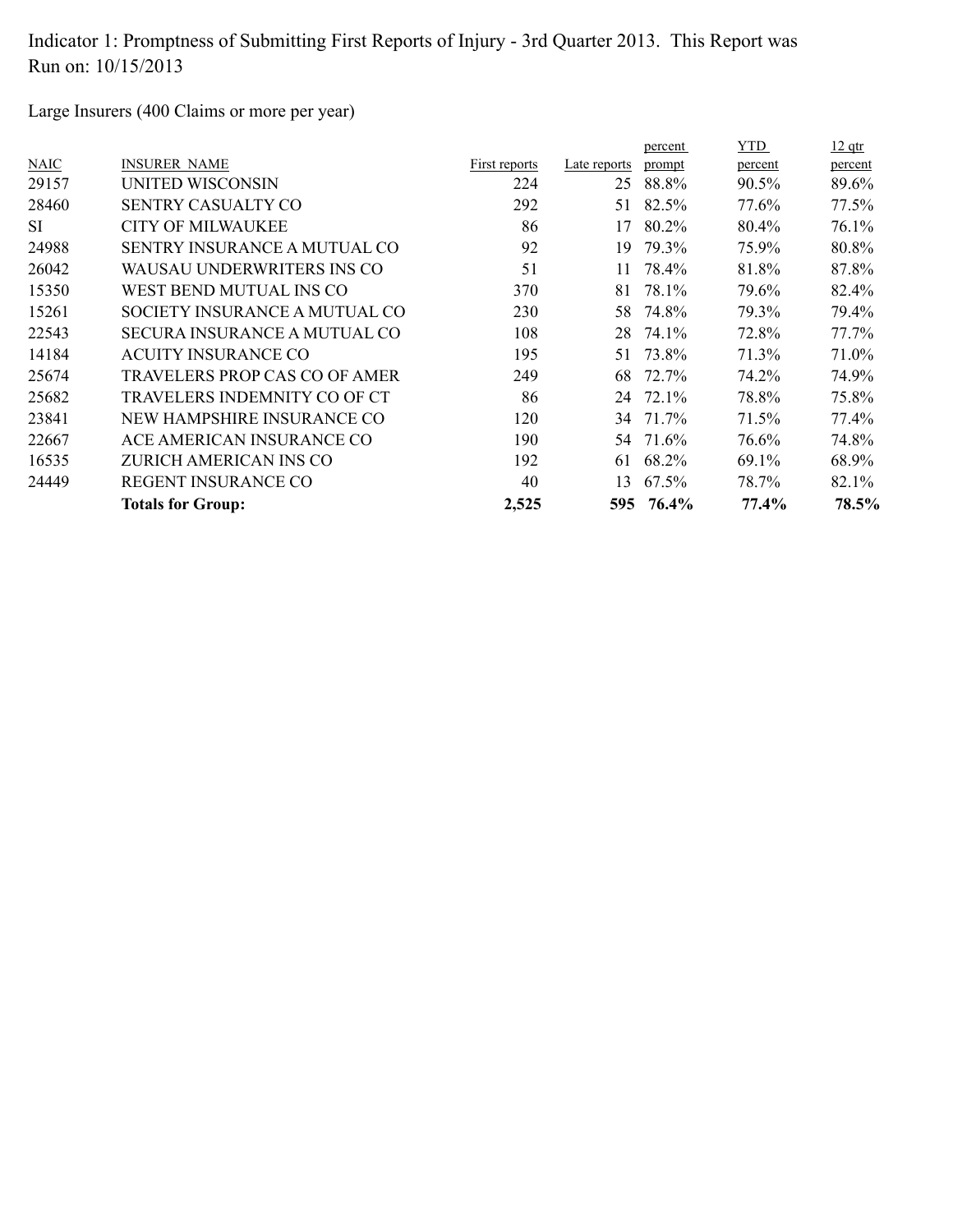Indicator 1: Promptness of Submitting First Reports of Injury - 3rd Quarter 2013. This Report was Run on: 10/15/2013

Large Insurers (400 Claims or more per year)

| NAIC | INSURER NAME | First reports | Late reports | percent prompt | YTD percent | 12 qtr percent |
|---|---|---|---|---|---|---|
| 29157 | UNITED WISCONSIN | 224 | 25 | 88.8% | 90.5% | 89.6% |
| 28460 | SENTRY CASUALTY CO | 292 | 51 | 82.5% | 77.6% | 77.5% |
| SI | CITY OF MILWAUKEE | 86 | 17 | 80.2% | 80.4% | 76.1% |
| 24988 | SENTRY INSURANCE A MUTUAL CO | 92 | 19 | 79.3% | 75.9% | 80.8% |
| 26042 | WAUSAU UNDERWRITERS INS CO | 51 | 11 | 78.4% | 81.8% | 87.8% |
| 15350 | WEST BEND MUTUAL INS CO | 370 | 81 | 78.1% | 79.6% | 82.4% |
| 15261 | SOCIETY INSURANCE A MUTUAL CO | 230 | 58 | 74.8% | 79.3% | 79.4% |
| 22543 | SECURA INSURANCE A MUTUAL CO | 108 | 28 | 74.1% | 72.8% | 77.7% |
| 14184 | ACUITY INSURANCE CO | 195 | 51 | 73.8% | 71.3% | 71.0% |
| 25674 | TRAVELERS PROP CAS CO OF AMER | 249 | 68 | 72.7% | 74.2% | 74.9% |
| 25682 | TRAVELERS INDEMNITY CO OF CT | 86 | 24 | 72.1% | 78.8% | 75.8% |
| 23841 | NEW HAMPSHIRE INSURANCE CO | 120 | 34 | 71.7% | 71.5% | 77.4% |
| 22667 | ACE AMERICAN INSURANCE CO | 190 | 54 | 71.6% | 76.6% | 74.8% |
| 16535 | ZURICH AMERICAN INS CO | 192 | 61 | 68.2% | 69.1% | 68.9% |
| 24449 | REGENT INSURANCE CO | 40 | 13 | 67.5% | 78.7% | 82.1% |
| | **Totals for Group:** | **2,525** | **595** | **76.4%** | **77.4%** | **78.5%** |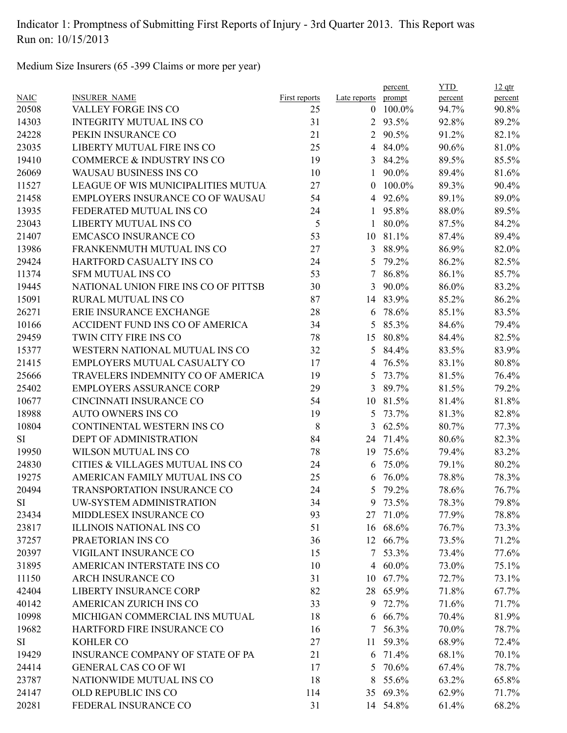Indicator 1: Promptness of Submitting First Reports of Injury - 3rd Quarter 2013. This Report was Run on: 10/15/2013

Medium Size Insurers (65 -399 Claims or more per year)

| NAIC | INSURER_NAME | First reports | Late reports | percent prompt | YTD percent | 12 qtr percent |
|---|---|---|---|---|---|---|
| 20508 | VALLEY FORGE INS CO | 25 | 0 | 100.0% | 94.7% | 90.8% |
| 14303 | INTEGRITY MUTUAL INS CO | 31 | 2 | 93.5% | 92.8% | 89.2% |
| 24228 | PEKIN INSURANCE CO | 21 | 2 | 90.5% | 91.2% | 82.1% |
| 23035 | LIBERTY MUTUAL FIRE INS CO | 25 | 4 | 84.0% | 90.6% | 81.0% |
| 19410 | COMMERCE & INDUSTRY INS CO | 19 | 3 | 84.2% | 89.5% | 85.5% |
| 26069 | WAUSAU BUSINESS INS CO | 10 | 1 | 90.0% | 89.4% | 81.6% |
| 11527 | LEAGUE OF WIS MUNICIPALITIES MUTUA | 27 | 0 | 100.0% | 89.3% | 90.4% |
| 21458 | EMPLOYERS INSURANCE CO OF WAUSAU | 54 | 4 | 92.6% | 89.1% | 89.0% |
| 13935 | FEDERATED MUTUAL INS CO | 24 | 1 | 95.8% | 88.0% | 89.5% |
| 23043 | LIBERTY MUTUAL INS CO | 5 | 1 | 80.0% | 87.5% | 84.2% |
| 21407 | EMCASCO INSURANCE CO | 53 | 10 | 81.1% | 87.4% | 89.4% |
| 13986 | FRANKENMUTH MUTUAL INS CO | 27 | 3 | 88.9% | 86.9% | 82.0% |
| 29424 | HARTFORD CASUALTY INS CO | 24 | 5 | 79.2% | 86.2% | 82.5% |
| 11374 | SFM MUTUAL INS CO | 53 | 7 | 86.8% | 86.1% | 85.7% |
| 19445 | NATIONAL UNION FIRE INS CO OF PITTSB | 30 | 3 | 90.0% | 86.0% | 83.2% |
| 15091 | RURAL MUTUAL INS CO | 87 | 14 | 83.9% | 85.2% | 86.2% |
| 26271 | ERIE INSURANCE EXCHANGE | 28 | 6 | 78.6% | 85.1% | 83.5% |
| 10166 | ACCIDENT FUND INS CO OF AMERICA | 34 | 5 | 85.3% | 84.6% | 79.4% |
| 29459 | TWIN CITY FIRE INS CO | 78 | 15 | 80.8% | 84.4% | 82.5% |
| 15377 | WESTERN NATIONAL MUTUAL INS CO | 32 | 5 | 84.4% | 83.5% | 83.9% |
| 21415 | EMPLOYERS MUTUAL CASUALTY CO | 17 | 4 | 76.5% | 83.1% | 80.8% |
| 25666 | TRAVELERS INDEMNITY CO OF AMERICA | 19 | 5 | 73.7% | 81.5% | 76.4% |
| 25402 | EMPLOYERS ASSURANCE CORP | 29 | 3 | 89.7% | 81.5% | 79.2% |
| 10677 | CINCINNATI INSURANCE CO | 54 | 10 | 81.5% | 81.4% | 81.8% |
| 18988 | AUTO OWNERS INS CO | 19 | 5 | 73.7% | 81.3% | 82.8% |
| 10804 | CONTINENTAL WESTERN INS CO | 8 | 3 | 62.5% | 80.7% | 77.3% |
| SI | DEPT OF ADMINISTRATION | 84 | 24 | 71.4% | 80.6% | 82.3% |
| 19950 | WILSON MUTUAL INS CO | 78 | 19 | 75.6% | 79.4% | 83.2% |
| 24830 | CITIES & VILLAGES MUTUAL INS CO | 24 | 6 | 75.0% | 79.1% | 80.2% |
| 19275 | AMERICAN FAMILY MUTUAL INS CO | 25 | 6 | 76.0% | 78.8% | 78.3% |
| 20494 | TRANSPORTATION INSURANCE CO | 24 | 5 | 79.2% | 78.6% | 76.7% |
| SI | UW-SYSTEM ADMINISTRATION | 34 | 9 | 73.5% | 78.3% | 79.8% |
| 23434 | MIDDLESEX INSURANCE CO | 93 | 27 | 71.0% | 77.9% | 78.8% |
| 23817 | ILLINOIS NATIONAL INS CO | 51 | 16 | 68.6% | 76.7% | 73.3% |
| 37257 | PRAETORIAN INS CO | 36 | 12 | 66.7% | 73.5% | 71.2% |
| 20397 | VIGILANT INSURANCE CO | 15 | 7 | 53.3% | 73.4% | 77.6% |
| 31895 | AMERICAN INTERSTATE INS CO | 10 | 4 | 60.0% | 73.0% | 75.1% |
| 11150 | ARCH INSURANCE CO | 31 | 10 | 67.7% | 72.7% | 73.1% |
| 42404 | LIBERTY INSURANCE CORP | 82 | 28 | 65.9% | 71.8% | 67.7% |
| 40142 | AMERICAN ZURICH INS CO | 33 | 9 | 72.7% | 71.6% | 71.7% |
| 10998 | MICHIGAN COMMERCIAL INS MUTUAL | 18 | 6 | 66.7% | 70.4% | 81.9% |
| 19682 | HARTFORD FIRE INSURANCE CO | 16 | 7 | 56.3% | 70.0% | 78.7% |
| SI | KOHLER CO | 27 | 11 | 59.3% | 68.9% | 72.4% |
| 19429 | INSURANCE COMPANY OF STATE OF PA | 21 | 6 | 71.4% | 68.1% | 70.1% |
| 24414 | GENERAL CAS CO OF WI | 17 | 5 | 70.6% | 67.4% | 78.7% |
| 23787 | NATIONWIDE MUTUAL INS CO | 18 | 8 | 55.6% | 63.2% | 65.8% |
| 24147 | OLD REPUBLIC INS CO | 114 | 35 | 69.3% | 62.9% | 71.7% |
| 20281 | FEDERAL INSURANCE CO | 31 | 14 | 54.8% | 61.4% | 68.2% |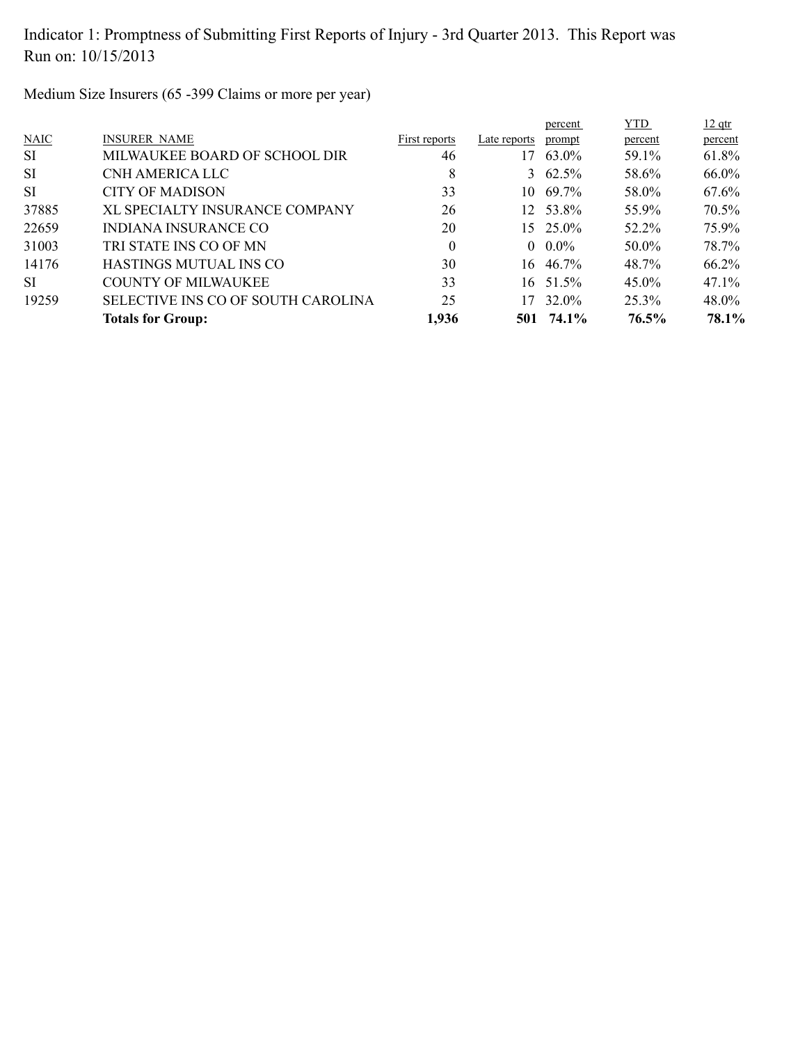Indicator 1: Promptness of Submitting First Reports of Injury - 3rd Quarter 2013. This Report was Run on: 10/15/2013

Medium Size Insurers (65 -399 Claims or more per year)

| NAIC | INSURER NAME | First reports | Late reports | percent prompt | YTD percent | 12 qtr percent |
|---|---|---|---|---|---|---|
| SI | MILWAUKEE BOARD OF SCHOOL DIR | 46 | 17 | 63.0% | 59.1% | 61.8% |
| SI | CNH AMERICA LLC | 8 | 3 | 62.5% | 58.6% | 66.0% |
| SI | CITY OF MADISON | 33 | 10 | 69.7% | 58.0% | 67.6% |
| 37885 | XL SPECIALTY INSURANCE COMPANY | 26 | 12 | 53.8% | 55.9% | 70.5% |
| 22659 | INDIANA INSURANCE CO | 20 | 15 | 25.0% | 52.2% | 75.9% |
| 31003 | TRI STATE INS CO OF MN | 0 | 0 | 0.0% | 50.0% | 78.7% |
| 14176 | HASTINGS MUTUAL INS CO | 30 | 16 | 46.7% | 48.7% | 66.2% |
| SI | COUNTY OF MILWAUKEE | 33 | 16 | 51.5% | 45.0% | 47.1% |
| 19259 | SELECTIVE INS CO OF SOUTH CAROLINA | 25 | 17 | 32.0% | 25.3% | 48.0% |
| | **Totals for Group:** | **1,936** | **501** | **74.1%** | **76.5%** | **78.1%** |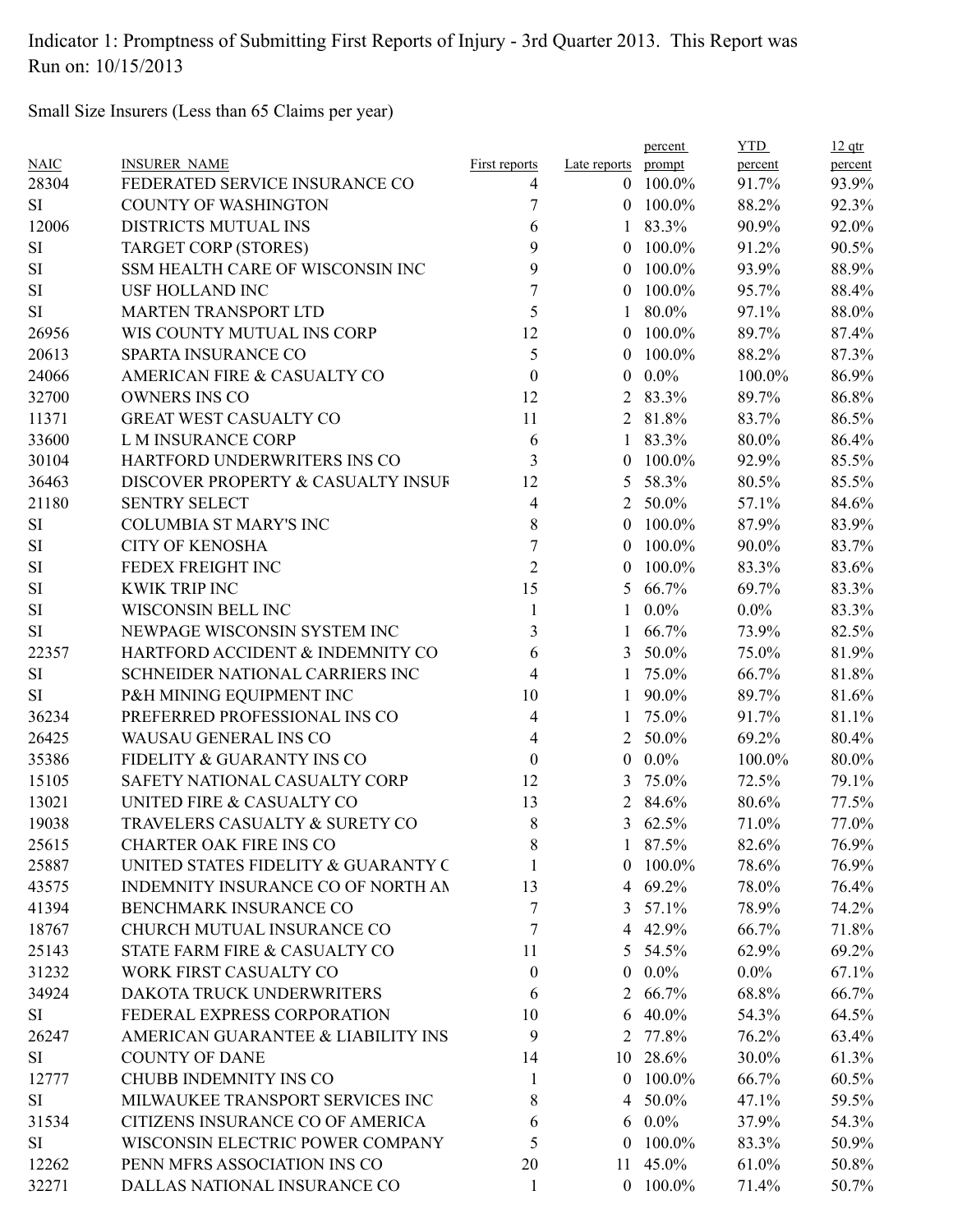Indicator 1: Promptness of Submitting First Reports of Injury - 3rd Quarter 2013. This Report was Run on: 10/15/2013

Small Size Insurers (Less than 65 Claims per year)

| NAIC | INSURER_NAME | First reports | Late reports | percent prompt | YTD percent | 12 qtr percent |
|---|---|---|---|---|---|---|
| 28304 | FEDERATED SERVICE INSURANCE CO | 4 | 0 | 100.0% | 91.7% | 93.9% |
| SI | COUNTY OF WASHINGTON | 7 | 0 | 100.0% | 88.2% | 92.3% |
| 12006 | DISTRICTS MUTUAL INS | 6 | 1 | 83.3% | 90.9% | 92.0% |
| SI | TARGET CORP (STORES) | 9 | 0 | 100.0% | 91.2% | 90.5% |
| SI | SSM HEALTH CARE OF WISCONSIN INC | 9 | 0 | 100.0% | 93.9% | 88.9% |
| SI | USF HOLLAND INC | 7 | 0 | 100.0% | 95.7% | 88.4% |
| SI | MARTEN TRANSPORT LTD | 5 | 1 | 80.0% | 97.1% | 88.0% |
| 26956 | WIS COUNTY MUTUAL INS CORP | 12 | 0 | 100.0% | 89.7% | 87.4% |
| 20613 | SPARTA INSURANCE CO | 5 | 0 | 100.0% | 88.2% | 87.3% |
| 24066 | AMERICAN FIRE & CASUALTY CO | 0 | 0 | 0.0% | 100.0% | 86.9% |
| 32700 | OWNERS INS CO | 12 | 2 | 83.3% | 89.7% | 86.8% |
| 11371 | GREAT WEST CASUALTY CO | 11 | 2 | 81.8% | 83.7% | 86.5% |
| 33600 | L M INSURANCE CORP | 6 | 1 | 83.3% | 80.0% | 86.4% |
| 30104 | HARTFORD UNDERWRITERS INS CO | 3 | 0 | 100.0% | 92.9% | 85.5% |
| 36463 | DISCOVER PROPERTY & CASUALTY INSUF | 12 | 5 | 58.3% | 80.5% | 85.5% |
| 21180 | SENTRY SELECT | 4 | 2 | 50.0% | 57.1% | 84.6% |
| SI | COLUMBIA ST MARY'S INC | 8 | 0 | 100.0% | 87.9% | 83.9% |
| SI | CITY OF KENOSHA | 7 | 0 | 100.0% | 90.0% | 83.7% |
| SI | FEDEX FREIGHT INC | 2 | 0 | 100.0% | 83.3% | 83.6% |
| SI | KWIK TRIP INC | 15 | 5 | 66.7% | 69.7% | 83.3% |
| SI | WISCONSIN BELL INC | 1 | 1 | 0.0% | 0.0% | 83.3% |
| SI | NEWPAGE WISCONSIN SYSTEM INC | 3 | 1 | 66.7% | 73.9% | 82.5% |
| 22357 | HARTFORD ACCIDENT & INDEMNITY CO | 6 | 3 | 50.0% | 75.0% | 81.9% |
| SI | SCHNEIDER NATIONAL CARRIERS INC | 4 | 1 | 75.0% | 66.7% | 81.8% |
| SI | P&H MINING EQUIPMENT INC | 10 | 1 | 90.0% | 89.7% | 81.6% |
| 36234 | PREFERRED PROFESSIONAL INS CO | 4 | 1 | 75.0% | 91.7% | 81.1% |
| 26425 | WAUSAU GENERAL INS CO | 4 | 2 | 50.0% | 69.2% | 80.4% |
| 35386 | FIDELITY & GUARANTY INS CO | 0 | 0 | 0.0% | 100.0% | 80.0% |
| 15105 | SAFETY NATIONAL CASUALTY CORP | 12 | 3 | 75.0% | 72.5% | 79.1% |
| 13021 | UNITED FIRE & CASUALTY CO | 13 | 2 | 84.6% | 80.6% | 77.5% |
| 19038 | TRAVELERS CASUALTY & SURETY CO | 8 | 3 | 62.5% | 71.0% | 77.0% |
| 25615 | CHARTER OAK FIRE INS CO | 8 | 1 | 87.5% | 82.6% | 76.9% |
| 25887 | UNITED STATES FIDELITY & GUARANTY C | 1 | 0 | 100.0% | 78.6% | 76.9% |
| 43575 | INDEMNITY INSURANCE CO OF NORTH AM | 13 | 4 | 69.2% | 78.0% | 76.4% |
| 41394 | BENCHMARK INSURANCE CO | 7 | 3 | 57.1% | 78.9% | 74.2% |
| 18767 | CHURCH MUTUAL INSURANCE CO | 7 | 4 | 42.9% | 66.7% | 71.8% |
| 25143 | STATE FARM FIRE & CASUALTY CO | 11 | 5 | 54.5% | 62.9% | 69.2% |
| 31232 | WORK FIRST CASUALTY CO | 0 | 0 | 0.0% | 0.0% | 67.1% |
| 34924 | DAKOTA TRUCK UNDERWRITERS | 6 | 2 | 66.7% | 68.8% | 66.7% |
| SI | FEDERAL EXPRESS CORPORATION | 10 | 6 | 40.0% | 54.3% | 64.5% |
| 26247 | AMERICAN GUARANTEE & LIABILITY INS | 9 | 2 | 77.8% | 76.2% | 63.4% |
| SI | COUNTY OF DANE | 14 | 10 | 28.6% | 30.0% | 61.3% |
| 12777 | CHUBB INDEMNITY INS CO | 1 | 0 | 100.0% | 66.7% | 60.5% |
| SI | MILWAUKEE TRANSPORT SERVICES INC | 8 | 4 | 50.0% | 47.1% | 59.5% |
| 31534 | CITIZENS INSURANCE CO OF AMERICA | 6 | 6 | 0.0% | 37.9% | 54.3% |
| SI | WISCONSIN ELECTRIC POWER COMPANY | 5 | 0 | 100.0% | 83.3% | 50.9% |
| 12262 | PENN MFRS ASSOCIATION INS CO | 20 | 11 | 45.0% | 61.0% | 50.8% |
| 32271 | DALLAS NATIONAL INSURANCE CO | 1 | 0 | 100.0% | 71.4% | 50.7% |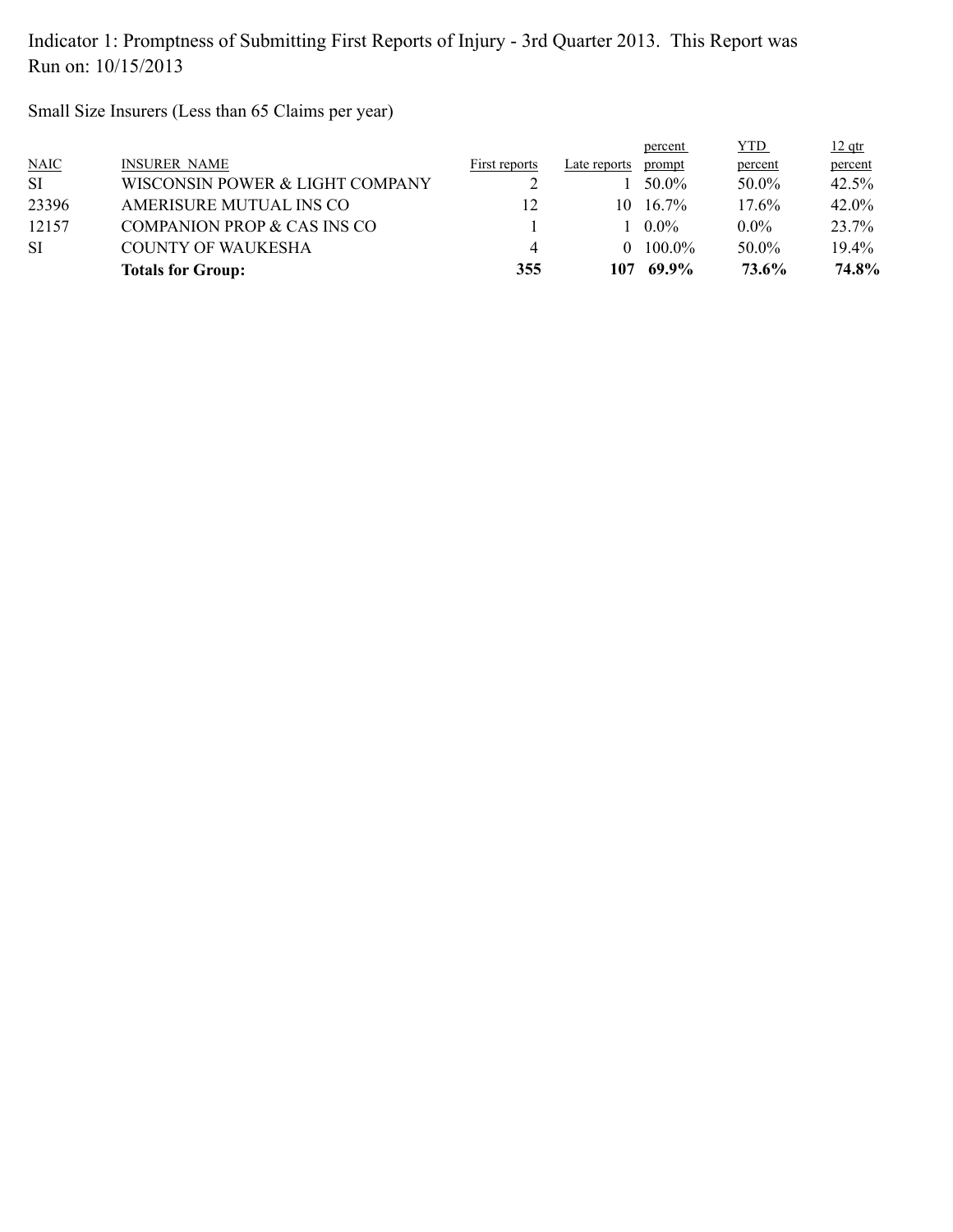Indicator 1: Promptness of Submitting First Reports of Injury - 3rd Quarter 2013. This Report was Run on: 10/15/2013

Small Size Insurers (Less than 65 Claims per year)

| NAIC | INSURER NAME | First reports | Late reports | percent prompt | YTD percent | 12 qtr percent |
|---|---|---|---|---|---|---|
| SI | WISCONSIN POWER & LIGHT COMPANY | 2 | 1 | 50.0% | 50.0% | 42.5% |
| 23396 | AMERISURE MUTUAL INS CO | 12 | 10 | 16.7% | 17.6% | 42.0% |
| 12157 | COMPANION PROP & CAS INS CO | 1 | 1 | 0.0% | 0.0% | 23.7% |
| SI | COUNTY OF WAUKESHA | 4 | 0 | 100.0% | 50.0% | 19.4% |
| | **Totals for Group:** | **355** | **107** | **69.9%** | **73.6%** | **74.8%** |